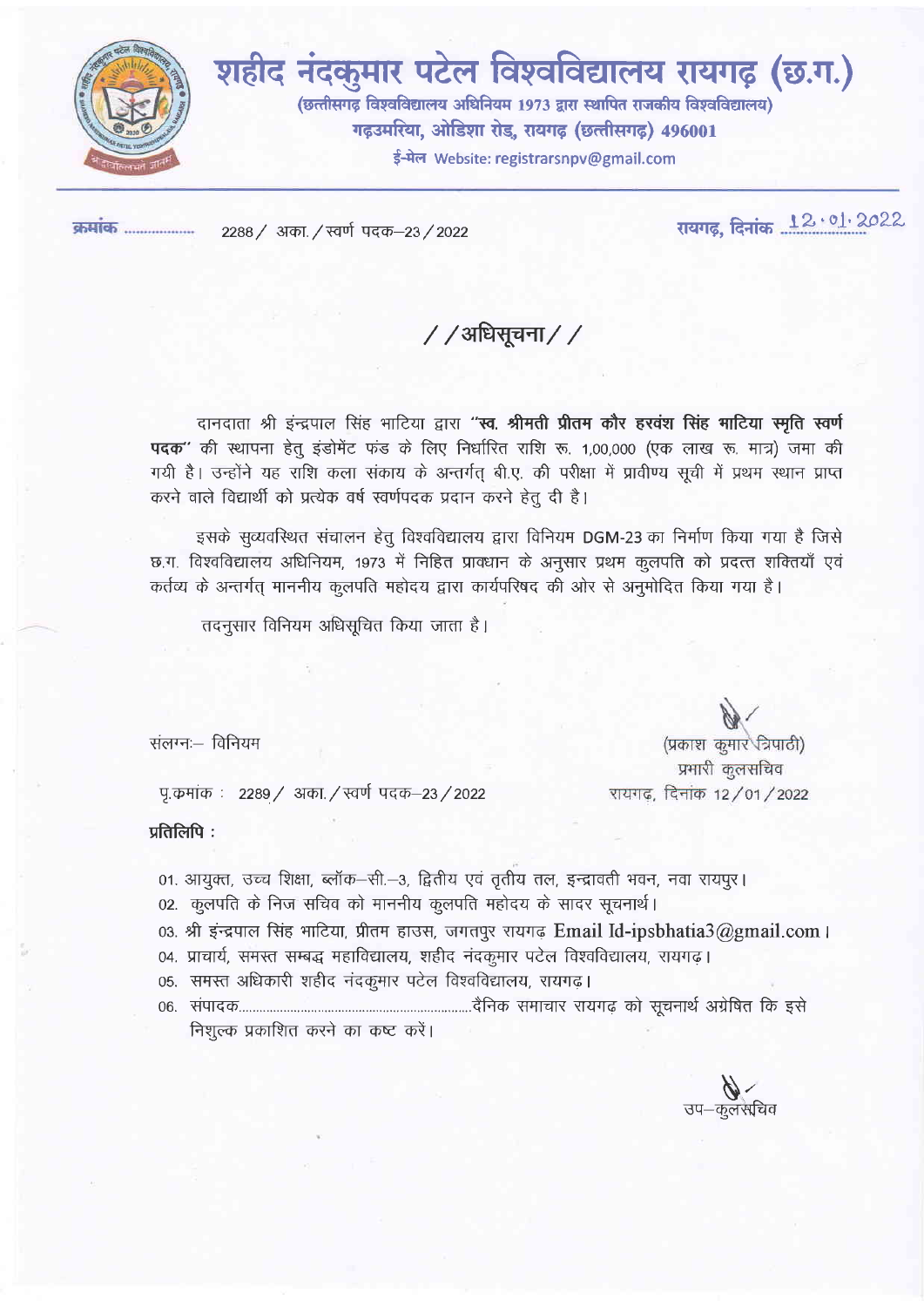# शहीद नंदकुमार पटेल विश्वविद्यालय रायगढ़ (छ.ग.)

**(छत्तीसगढ़ विश्वविद्यालय अधिनियम 1973 द्वारा स्थापित राजकीय विश्वविद्यालय)**

**गढ़उमरिया, ओडिशा रोड, रायगढ़ (छत्तीसगढ़) 496001**

**ई-मेल Website: registrarsnpv@gmail.com**

क्रमांक .................. 2288 / अका. / स्वर्ण पदक–23 / 2022 रायगढ़, दिनांक 12.01.2022

## / /अधिसूचना/ /

दानदाता श्री इंन्द्रपाल सिंह भाटिया द्वारा **"स्व. श्रीमती प्रीतम कौर हरवंश सिंह भाटिया स्मृति स्वर्ण पदक"** की स्थापना हेतु इंडोमेंट फंड के लिए निर्धारित राशि रू. 1,00,000 (एक लाख रू. मात्र) जमा की गयी है। उन्होंने यह राशि कला संकाय के अन्तर्गत् बी.ए. की परीक्षा में प्रावीण्य सूची में प्रथम स्थान प्राप्त करने वाले विद्यार्थी को प्रत्येक वर्ष स्वर्णपदक प्रदान करने हेतु दी है।

इसके सुव्यवस्थित संचालन हेतु विश्वविद्यालय द्वारा विनियम DGM-23 का निर्माण किया गया है जिसे छ.ग. विश्वविद्यालय अधिनियम, 1973 में निहित प्रावधान के अनुसार प्रथम कुलपति को प्रदत्त शक्तियाँ एवं कर्तव्य के अन्तर्गत् माननीय कुलपति महोदय द्वारा कार्यपरिषद की ओर से अनुमोदित किया गया है।

तदनुसार विनियम अधिसूचित किया जाता है।

संलग्नः– विनियम

(प्रकाश कुमार त्रिपाठी)
प्रभारी कुलसचिव

पृ.क्रमांक : 2289 / अका. / स्वर्ण पदक–23 / 2022 रायगढ़, दिनांक 12 / 01 / 2022

**प्रतिलिपि :**

01. आयुक्त, उच्च शिक्षा, ब्लॉक–सी.–3, द्वितीय एवं तृतीय तल, इन्द्रावती भवन, नवा रायपुर।
02. कुलपति के निज सचिव को माननीय कुलपति महोदय के सादर सूचनार्थ।
03. श्री इंन्द्रपाल सिंह भाटिया, प्रीतम हाउस, जगतपुर रायगढ Email Id-ipsbhatia3@gmail.com।
04. प्राचार्य, समस्त सम्बद्ध महाविद्यालय, शहीद नंदकुमार पटेल विश्वविद्यालय, रायगढ़।
05. समस्त अधिकारी शहीद नंदकुमार पटेल विश्वविद्यालय, रायगढ़।
06. संपादक.................................................................दैनिक समाचार रायगढ़ को सूचनार्थ अग्रेषित कि इसे निशुल्क प्रकाशित करने का कष्ट करें।

उप–कुलसचिव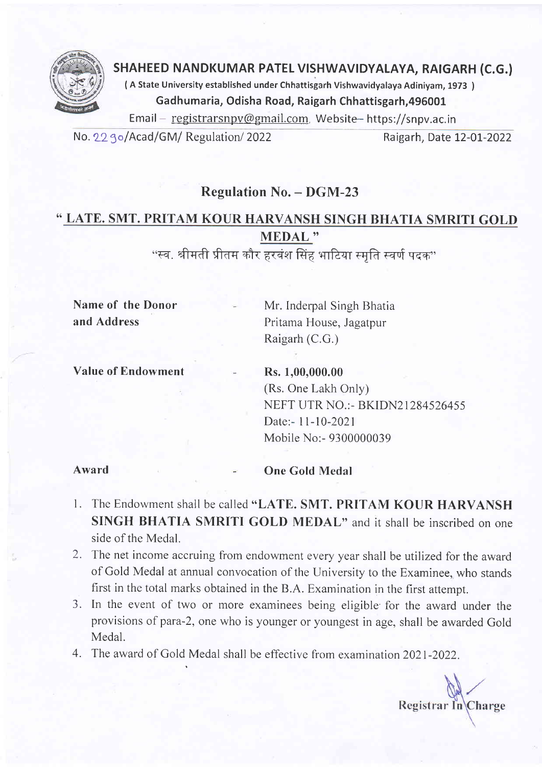# SHAHEED NANDKUMAR PATEL VISHWAVIDYALAYA, RAIGARH (C.G.)

( A State University established under Chhattisgarh Vishwavidyalaya Adiniyam, 1973 )

**Gadhumaria, Odisha Road, Raigarh Chhattisgarh,496001**

Email – registrarsnpv@gmail.com, Website– https://snpv.ac.in

No. 2290/Acad/GM/ Regulation/ 2022 Raigarh, Date 12-01-2022

## Regulation No. – DGM-23

## " LATE. SMT. PRITAM KOUR HARVANSH SINGH BHATIA SMRITI GOLD MEDAL "

"स्व. श्रीमती प्रीतम कौर हरवंश सिंह भाटिया स्मृति स्वर्ण पदक"

| | | |
|---|---|---|
| **Name of the Donor and Address** | - | Mr. Inderpal Singh Bhatia<br>Pritama House, Jagatpur<br>Raigarh (C.G.) |
| **Value of Endowment** | - | **Rs. 1,00,000.00**<br>(Rs. One Lakh Only)<br>NEFT UTR NO.:- BKIDN21284526455<br>Date:- 11-10-2021<br>Mobile No:- 9300000039 |
| **Award** | - | **One Gold Medal** |

1. The Endowment shall be called **"LATE. SMT. PRITAM KOUR HARVANSH SINGH BHATIA SMRITI GOLD MEDAL"** and it shall be inscribed on one side of the Medal.
2. The net income accruing from endowment every year shall be utilized for the award of Gold Medal at annual convocation of the University to the Examinee, who stands first in the total marks obtained in the B.A. Examination in the first attempt.
3. In the event of two or more examinees being eligible for the award under the provisions of para-2, one who is younger or youngest in age, shall be awarded Gold Medal.
4. The award of Gold Medal shall be effective from examination 2021-2022.

Registrar In Charge